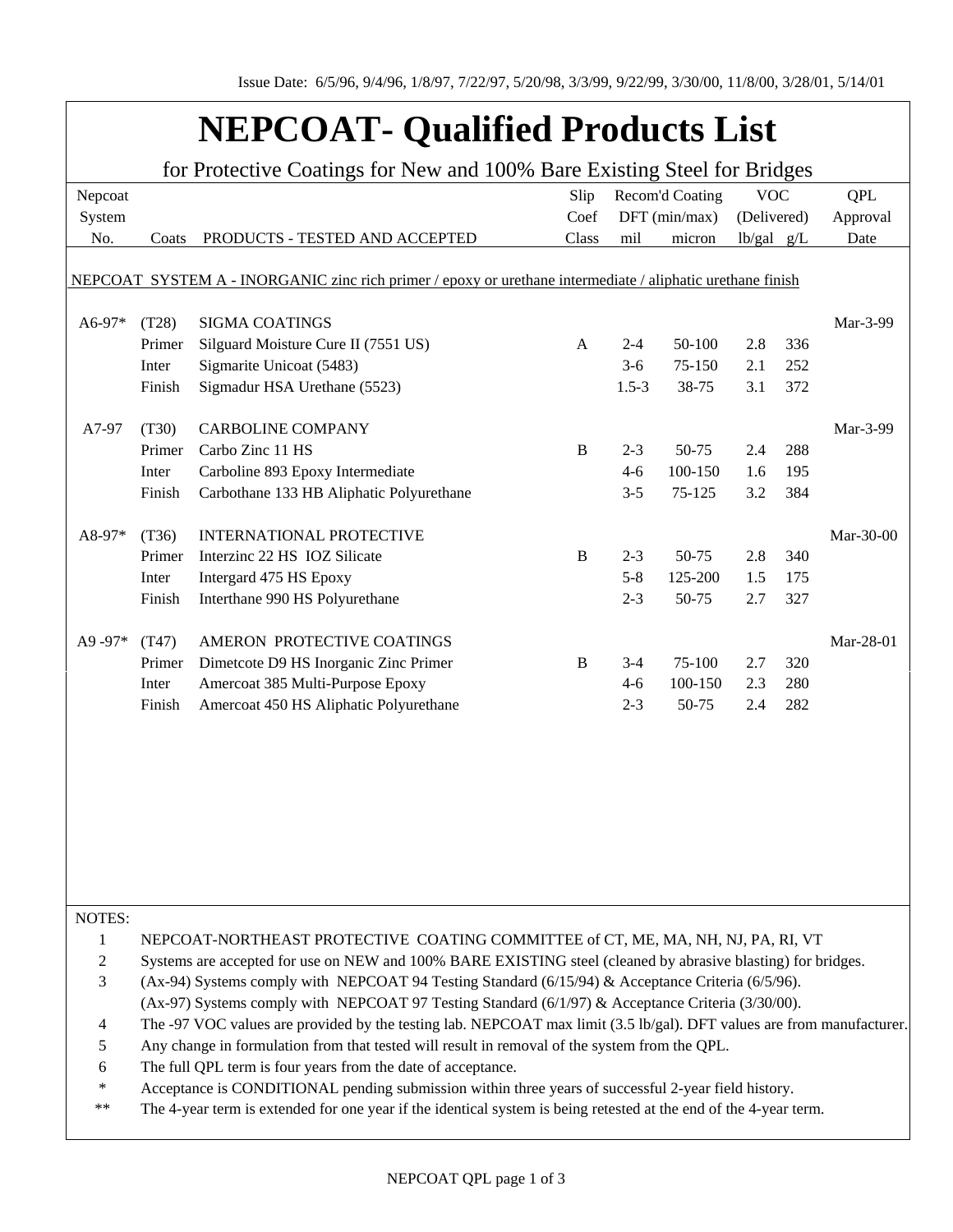Issue Date: 6/5/96, 9/4/96, 1/8/97, 7/22/97, 5/20/98, 3/3/99, 9/22/99, 3/30/00, 11/8/00, 3/28/01, 5/14/01

# NEPCOAT- Qualified Products List

## for Protective Coatings for New and 100% Bare Existing Steel for Bridges

| Nepcoat System No. | Coats | PRODUCTS - TESTED AND ACCEPTED | Slip Coef Class | Recom'd Coating DFT (min/max) mil | micron | VOC (Delivered) lb/gal | g/L | QPL Approval Date |
|---|---|---|---|---|---|---|---|---|
| NEPCOAT SYSTEM A - INORGANIC zinc rich primer / epoxy or urethane intermediate / aliphatic urethane finish | | | | | | | | |
| A6-97* | (T28) | SIGMA COATINGS | | | | | | Mar-3-99 |
| | Primer | Silguard Moisture Cure II (7551 US) | A | 2-4 | 50-100 | 2.8 | 336 | |
| | Inter | Sigmarite Unicoat (5483) | | 3-6 | 75-150 | 2.1 | 252 | |
| | Finish | Sigmadur HSA Urethane (5523) | | 1.5-3 | 38-75 | 3.1 | 372 | |
| A7-97 | (T30) | CARBOLINE COMPANY | | | | | | Mar-3-99 |
| | Primer | Carbo Zinc 11 HS | B | 2-3 | 50-75 | 2.4 | 288 | |
| | Inter | Carboline 893 Epoxy Intermediate | | 4-6 | 100-150 | 1.6 | 195 | |
| | Finish | Carbothane 133 HB Aliphatic Polyurethane | | 3-5 | 75-125 | 3.2 | 384 | |
| A8-97* | (T36) | INTERNATIONAL PROTECTIVE | | | | | | Mar-30-00 |
| | Primer | Interzinc 22 HS IOZ Silicate | B | 2-3 | 50-75 | 2.8 | 340 | |
| | Inter | Intergard 475 HS Epoxy | | 5-8 | 125-200 | 1.5 | 175 | |
| | Finish | Interthane 990 HS Polyurethane | | 2-3 | 50-75 | 2.7 | 327 | |
| A9 -97* | (T47) | AMERON PROTECTIVE COATINGS | | | | | | Mar-28-01 |
| | Primer | Dimetcote D9 HS Inorganic Zinc Primer | B | 3-4 | 75-100 | 2.7 | 320 | |
| | Inter | Amercoat 385 Multi-Purpose Epoxy | | 4-6 | 100-150 | 2.3 | 280 | |
| | Finish | Amercoat 450 HS Aliphatic Polyurethane | | 2-3 | 50-75 | 2.4 | 282 | |

NOTES:

1. NEPCOAT-NORTHEAST PROTECTIVE COATING COMMITTEE of CT, ME, MA, NH, NJ, PA, RI, VT
2. Systems are accepted for use on NEW and 100% BARE EXISTING steel (cleaned by abrasive blasting) for bridges.
3. (Ax-94) Systems comply with NEPCOAT 94 Testing Standard (6/15/94) & Acceptance Criteria (6/5/96).
   (Ax-97) Systems comply with NEPCOAT 97 Testing Standard (6/1/97) & Acceptance Criteria (3/30/00).
4. The -97 VOC values are provided by the testing lab. NEPCOAT max limit (3.5 lb/gal). DFT values are from manufacturer.
5. Any change in formulation from that tested will result in removal of the system from the QPL.
6. The full QPL term is four years from the date of acceptance.

\* Acceptance is CONDITIONAL pending submission within three years of successful 2-year field history.

\*\* The 4-year term is extended for one year if the identical system is being retested at the end of the 4-year term.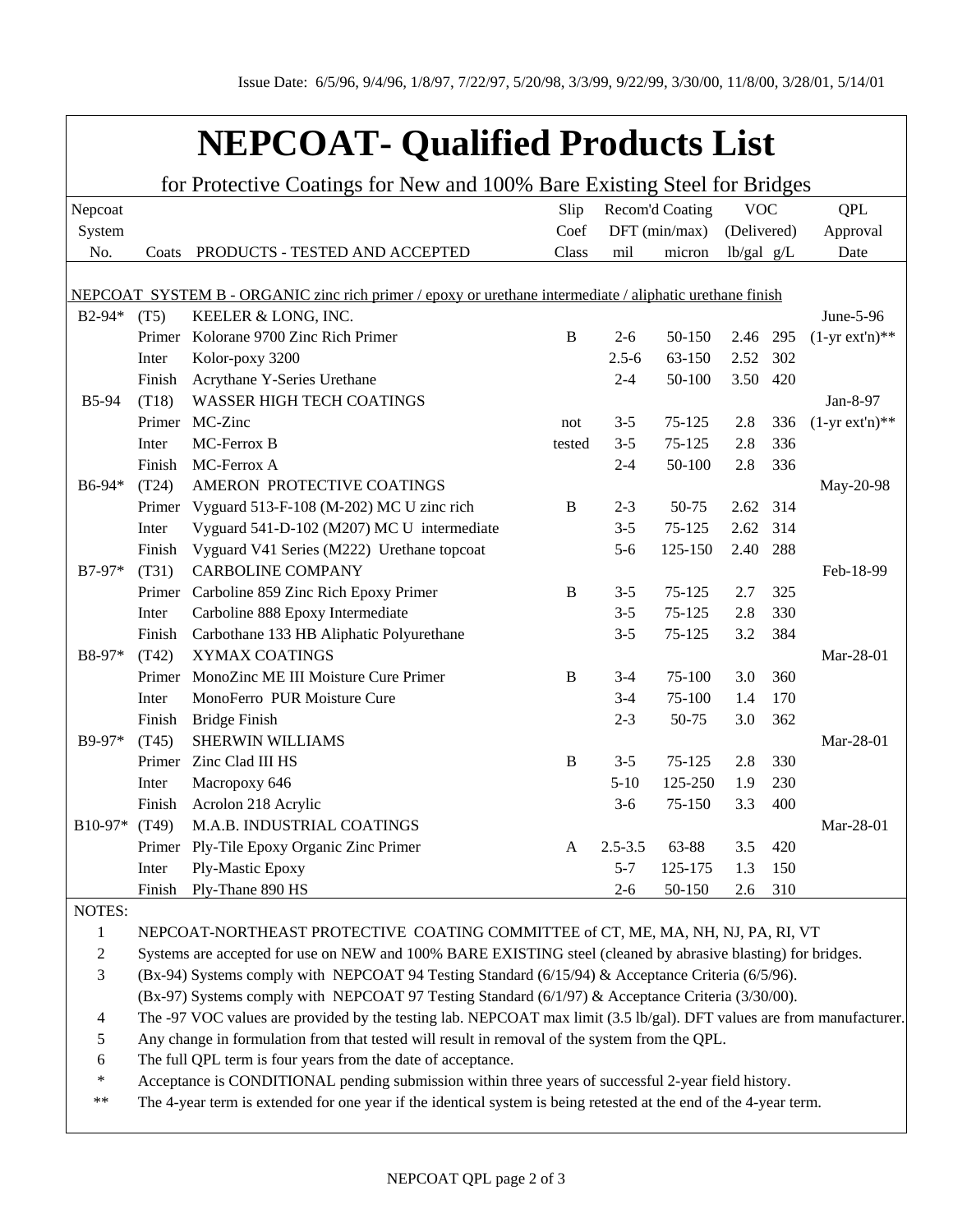Issue Date: 6/5/96, 9/4/96, 1/8/97, 7/22/97, 5/20/98, 3/3/99, 9/22/99, 3/30/00, 11/8/00, 3/28/01, 5/14/01

# NEPCOAT- Qualified Products List

for Protective Coatings for New and 100% Bare Existing Steel for Bridges

| Nepcoat System No. | Coats | PRODUCTS - TESTED AND ACCEPTED | Slip Coef Class | Recom'd Coating DFT (min/max) mil | micron | VOC (Delivered) lb/gal | g/L | QPL Approval Date |
|---|---|---|---|---|---|---|---|---|
| NEPCOAT SYSTEM B - ORGANIC zinc rich primer / epoxy or urethane intermediate / aliphatic urethane finish | | | | | | | | |
| B2-94* | (T5) | KEELER & LONG, INC. | | | | | | June-5-96 |
| | Primer | Kolorane 9700 Zinc Rich Primer | B | 2-6 | 50-150 | 2.46 | 295 | (1-yr ext'n)** |
| | Inter | Kolor-poxy 3200 | | 2.5-6 | 63-150 | 2.52 | 302 | |
| | Finish | Acrythane Y-Series Urethane | | 2-4 | 50-100 | 3.50 | 420 | |
| B5-94 | (T18) | WASSER HIGH TECH COATINGS | | | | | | Jan-8-97 |
| | Primer | MC-Zinc | not | 3-5 | 75-125 | 2.8 | 336 | (1-yr ext'n)** |
| | Inter | MC-Ferrox B | tested | 3-5 | 75-125 | 2.8 | 336 | |
| | Finish | MC-Ferrox A | | 2-4 | 50-100 | 2.8 | 336 | |
| B6-94* | (T24) | AMERON PROTECTIVE COATINGS | | | | | | May-20-98 |
| | Primer | Vyguard 513-F-108 (M-202) MC U zinc rich | B | 2-3 | 50-75 | 2.62 | 314 | |
| | Inter | Vyguard 541-D-102 (M207) MC U intermediate | | 3-5 | 75-125 | 2.62 | 314 | |
| | Finish | Vyguard V41 Series (M222) Urethane topcoat | | 5-6 | 125-150 | 2.40 | 288 | |
| B7-97* | (T31) | CARBOLINE COMPANY | | | | | | Feb-18-99 |
| | Primer | Carboline 859 Zinc Rich Epoxy Primer | B | 3-5 | 75-125 | 2.7 | 325 | |
| | Inter | Carboline 888 Epoxy Intermediate | | 3-5 | 75-125 | 2.8 | 330 | |
| | Finish | Carbothane 133 HB Aliphatic Polyurethane | | 3-5 | 75-125 | 3.2 | 384 | |
| B8-97* | (T42) | XYMAX COATINGS | | | | | | Mar-28-01 |
| | Primer | MonoZinc ME III Moisture Cure Primer | B | 3-4 | 75-100 | 3.0 | 360 | |
| | Inter | MonoFerro PUR Moisture Cure | | 3-4 | 75-100 | 1.4 | 170 | |
| | Finish | Bridge Finish | | 2-3 | 50-75 | 3.0 | 362 | |
| B9-97* | (T45) | SHERWIN WILLIAMS | | | | | | Mar-28-01 |
| | Primer | Zinc Clad III HS | B | 3-5 | 75-125 | 2.8 | 330 | |
| | Inter | Macropoxy 646 | | 5-10 | 125-250 | 1.9 | 230 | |
| | Finish | Acrolon 218 Acrylic | | 3-6 | 75-150 | 3.3 | 400 | |
| B10-97* | (T49) | M.A.B. INDUSTRIAL COATINGS | | | | | | Mar-28-01 |
| | Primer | Ply-Tile Epoxy Organic Zinc Primer | A | 2.5-3.5 | 63-88 | 3.5 | 420 | |
| | Inter | Ply-Mastic Epoxy | | 5-7 | 125-175 | 1.3 | 150 | |
| | Finish | Ply-Thane 890 HS | | 2-6 | 50-150 | 2.6 | 310 | |

NOTES:

1. NEPCOAT-NORTHEAST PROTECTIVE COATING COMMITTEE of CT, ME, MA, NH, NJ, PA, RI, VT
2. Systems are accepted for use on NEW and 100% BARE EXISTING steel (cleaned by abrasive blasting) for bridges.
3. (Bx-94) Systems comply with NEPCOAT 94 Testing Standard (6/15/94) & Acceptance Criteria (6/5/96).
   (Bx-97) Systems comply with NEPCOAT 97 Testing Standard (6/1/97) & Acceptance Criteria (3/30/00).
4. The -97 VOC values are provided by the testing lab. NEPCOAT max limit (3.5 lb/gal). DFT values are from manufacturer.
5. Any change in formulation from that tested will result in removal of the system from the QPL.
6. The full QPL term is four years from the date of acceptance.

\* Acceptance is CONDITIONAL pending submission within three years of successful 2-year field history.

\*\* The 4-year term is extended for one year if the identical system is being retested at the end of the 4-year term.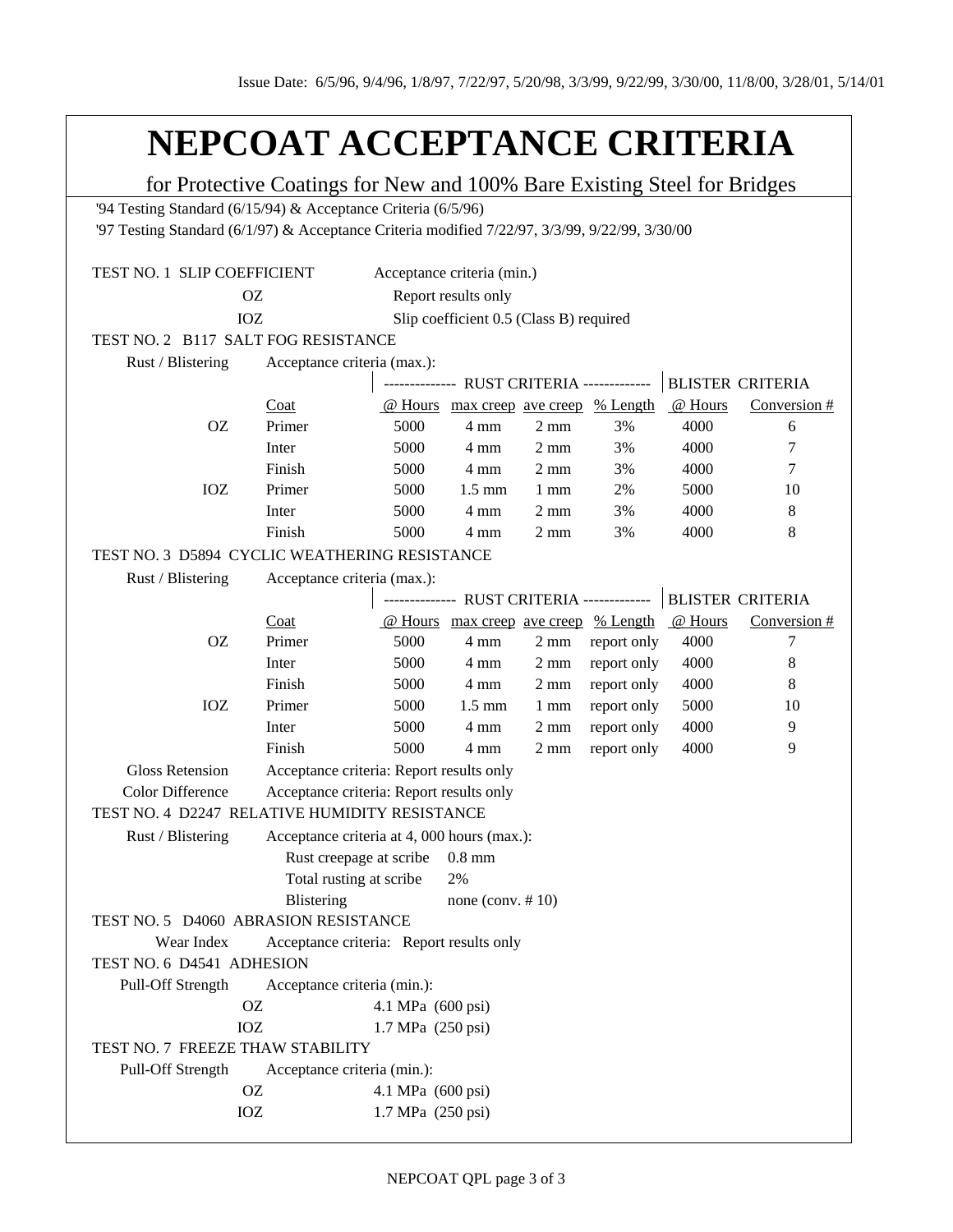Issue Date: 6/5/96, 9/4/96, 1/8/97, 7/22/97, 5/20/98, 3/3/99, 9/22/99, 3/30/00, 11/8/00, 3/28/01, 5/14/01

# NEPCOAT ACCEPTANCE CRITERIA

for Protective Coatings for New and 100% Bare Existing Steel for Bridges

'94 Testing Standard (6/15/94) & Acceptance Criteria (6/5/96)

'97 Testing Standard (6/1/97) & Acceptance Criteria modified 7/22/97, 3/3/99, 9/22/99, 3/30/00

**TEST NO. 1 SLIP COEFFICIENT** — Acceptance criteria (min.)

- OZ: Report results only
- IOZ: Slip coefficient 0.5 (Class B) required

**TEST NO. 2 B117 SALT FOG RESISTANCE**

Rust / Blistering — Acceptance criteria (max.):

| | | RUST CRITERIA | | | | BLISTER CRITERIA | |
|---|---|---|---|---|---|---|---|
| | Coat | @ Hours | max creep | ave creep | % Length | @ Hours | Conversion # |
| OZ | Primer | 5000 | 4 mm | 2 mm | 3% | 4000 | 6 |
| | Inter | 5000 | 4 mm | 2 mm | 3% | 4000 | 7 |
| | Finish | 5000 | 4 mm | 2 mm | 3% | 4000 | 7 |
| IOZ | Primer | 5000 | 1.5 mm | 1 mm | 2% | 5000 | 10 |
| | Inter | 5000 | 4 mm | 2 mm | 3% | 4000 | 8 |
| | Finish | 5000 | 4 mm | 2 mm | 3% | 4000 | 8 |

**TEST NO. 3 D5894 CYCLIC WEATHERING RESISTANCE**

Rust / Blistering — Acceptance criteria (max.):

| | | RUST CRITERIA | | | | BLISTER CRITERIA | |
|---|---|---|---|---|---|---|---|
| | Coat | @ Hours | max creep | ave creep | % Length | @ Hours | Conversion # |
| OZ | Primer | 5000 | 4 mm | 2 mm | report only | 4000 | 7 |
| | Inter | 5000 | 4 mm | 2 mm | report only | 4000 | 8 |
| | Finish | 5000 | 4 mm | 2 mm | report only | 4000 | 8 |
| IOZ | Primer | 5000 | 1.5 mm | 1 mm | report only | 5000 | 10 |
| | Inter | 5000 | 4 mm | 2 mm | report only | 4000 | 9 |
| | Finish | 5000 | 4 mm | 2 mm | report only | 4000 | 9 |

Gloss Retension — Acceptance criteria: Report results only

Color Difference — Acceptance criteria: Report results only

**TEST NO. 4 D2247 RELATIVE HUMIDITY RESISTANCE**

Rust / Blistering — Acceptance criteria at 4, 000 hours (max.):

- Rust creepage at scribe: 0.8 mm
- Total rusting at scribe: 2%
- Blistering: none (conv. # 10)

**TEST NO. 5 D4060 ABRASION RESISTANCE**

Wear Index — Acceptance criteria: Report results only

**TEST NO. 6 D4541 ADHESION**

Pull-Off Strength — Acceptance criteria (min.):

- OZ: 4.1 MPa (600 psi)
- IOZ: 1.7 MPa (250 psi)

**TEST NO. 7 FREEZE THAW STABILITY**

Pull-Off Strength — Acceptance criteria (min.):

- OZ: 4.1 MPa (600 psi)
- IOZ: 1.7 MPa (250 psi)